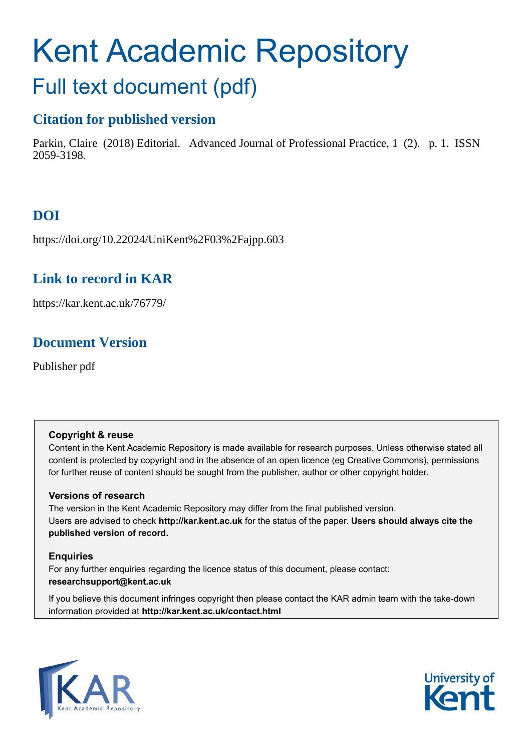# Kent Academic Repository

## Full text document (pdf)

### Citation for published version

Parkin, Claire (2018) Editorial. Advanced Journal of Professional Practice, 1 (2). p. 1. ISSN 2059-3198.

### DOI

https://doi.org/10.22024/UniKent%2F03%2Fajpp.603

### Link to record in KAR

https://kar.kent.ac.uk/76779/

### Document Version

Publisher pdf

**Copyright & reuse**

Content in the Kent Academic Repository is made available for research purposes. Unless otherwise stated all content is protected by copyright and in the absence of an open licence (eg Creative Commons), permissions for further reuse of content should be sought from the publisher, author or other copyright holder.

**Versions of research**

The version in the Kent Academic Repository may differ from the final published version. Users are advised to check **http://kar.kent.ac.uk** for the status of the paper. **Users should always cite the published version of record.**

**Enquiries**

For any further enquiries regarding the licence status of this document, please contact: **researchsupport@kent.ac.uk**

If you believe this document infringes copyright then please contact the KAR admin team with the take-down information provided at **http://kar.kent.ac.uk/contact.html**

KAR Kent Academic Repository

University of Kent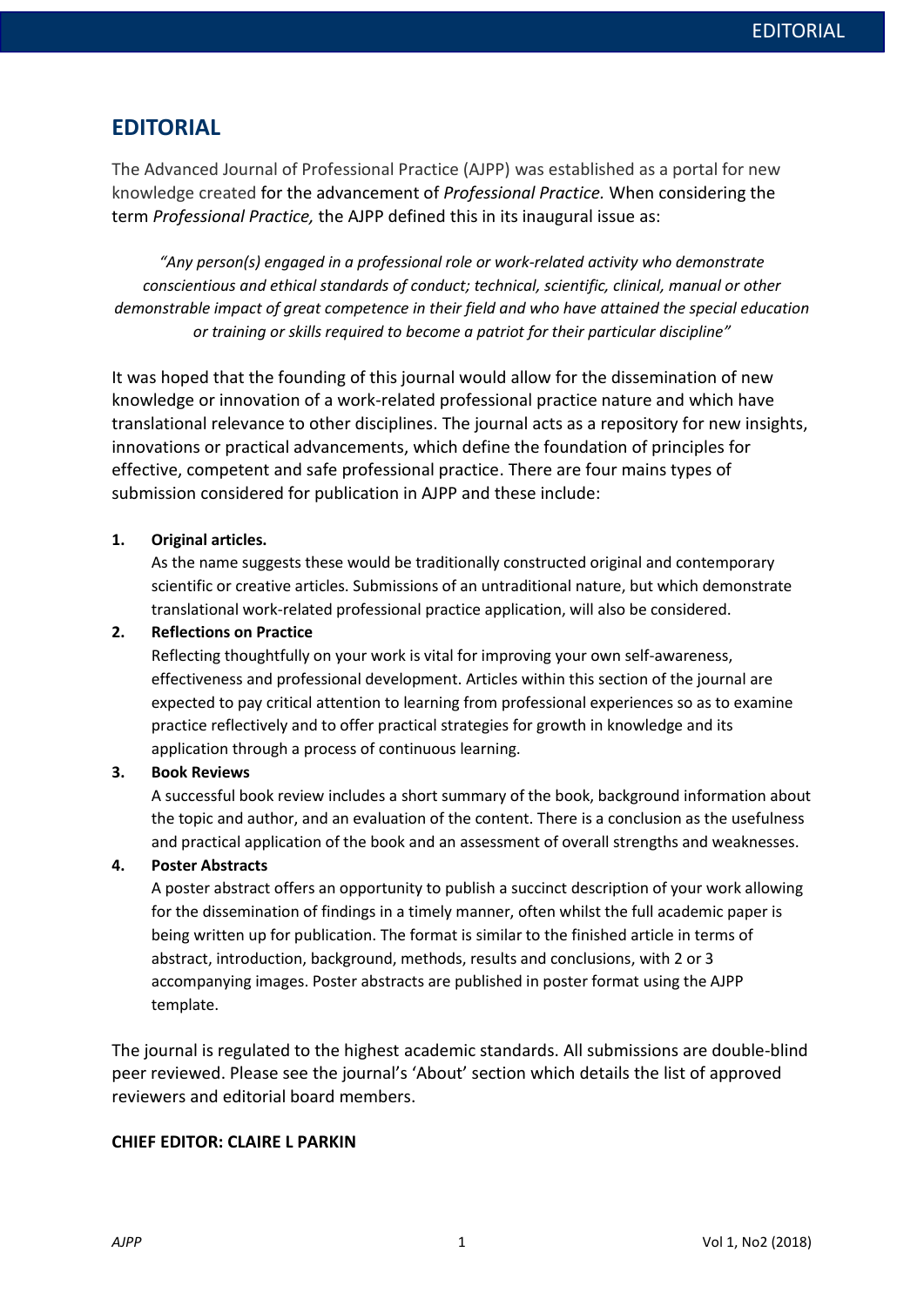# EDITORIAL

The Advanced Journal of Professional Practice (AJPP) was established as a portal for new knowledge created for the advancement of *Professional Practice.* When considering the term *Professional Practice,* the AJPP defined this in its inaugural issue as:

> *"Any person(s) engaged in a professional role or work-related activity who demonstrate conscientious and ethical standards of conduct; technical, scientific, clinical, manual or other demonstrable impact of great competence in their field and who have attained the special education or training or skills required to become a patriot for their particular discipline"*

It was hoped that the founding of this journal would allow for the dissemination of new knowledge or innovation of a work-related professional practice nature and which have translational relevance to other disciplines. The journal acts as a repository for new insights, innovations or practical advancements, which define the foundation of principles for effective, competent and safe professional practice. There are four mains types of submission considered for publication in AJPP and these include:

1. **Original articles.**
   As the name suggests these would be traditionally constructed original and contemporary scientific or creative articles. Submissions of an untraditional nature, but which demonstrate translational work-related professional practice application, will also be considered.
2. **Reflections on Practice**
   Reflecting thoughtfully on your work is vital for improving your own self-awareness, effectiveness and professional development. Articles within this section of the journal are expected to pay critical attention to learning from professional experiences so as to examine practice reflectively and to offer practical strategies for growth in knowledge and its application through a process of continuous learning.
3. **Book Reviews**
   A successful book review includes a short summary of the book, background information about the topic and author, and an evaluation of the content. There is a conclusion as the usefulness and practical application of the book and an assessment of overall strengths and weaknesses.
4. **Poster Abstracts**
   A poster abstract offers an opportunity to publish a succinct description of your work allowing for the dissemination of findings in a timely manner, often whilst the full academic paper is being written up for publication. The format is similar to the finished article in terms of abstract, introduction, background, methods, results and conclusions, with 2 or 3 accompanying images. Poster abstracts are published in poster format using the AJPP template.

The journal is regulated to the highest academic standards. All submissions are double-blind peer reviewed. Please see the journal's 'About' section which details the list of approved reviewers and editorial board members.

**CHIEF EDITOR: CLAIRE L PARKIN**